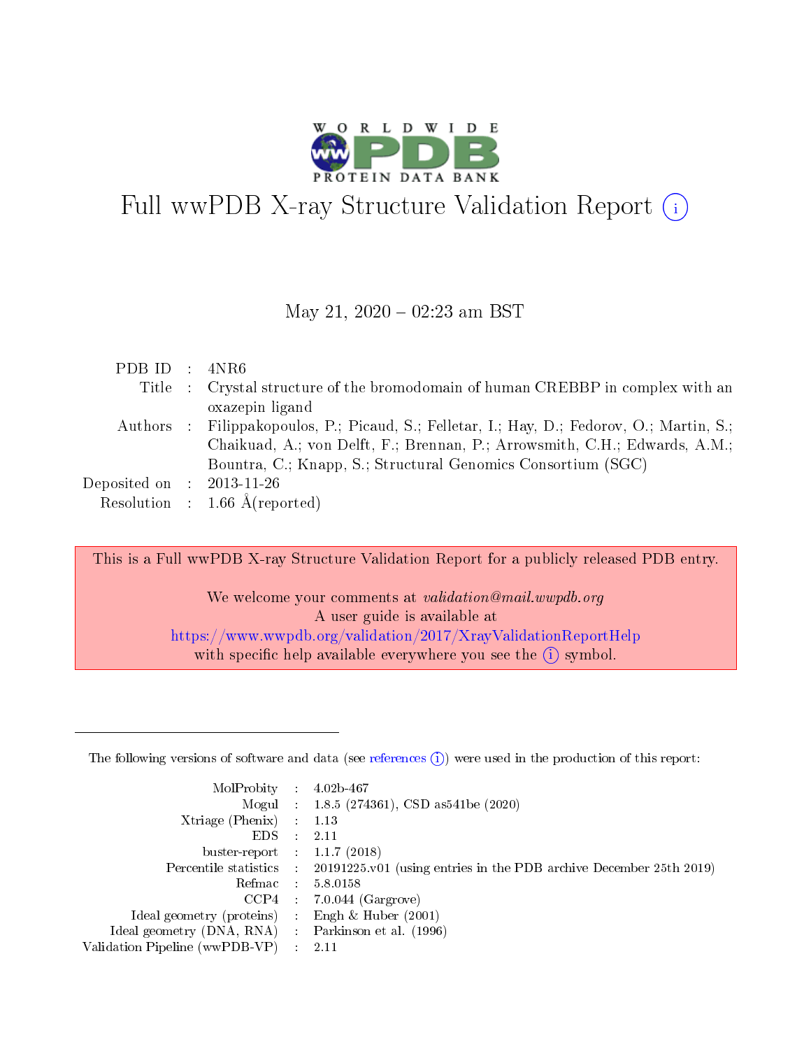# Full wwPDB X-ray Structure Validation Report (i)

May 21, 2020 – 02:23 am BST

| | | |
|---|---|---|
| PDB ID | : | 4NR6 |
| Title | : | Crystal structure of the bromodomain of human CREBBP in complex with an oxazepin ligand |
| Authors | : | Filippakopoulos, P.; Picaud, S.; Felletar, I.; Hay, D.; Fedorov, O.; Martin, S.; Chaikuad, A.; von Delft, F.; Brennan, P.; Arrowsmith, C.H.; Edwards, A.M.; Bountra, C.; Knapp, S.; Structural Genomics Consortium (SGC) |
| Deposited on | : | 2013-11-26 |
| Resolution | : | 1.66 Å(reported) |

This is a Full wwPDB X-ray Structure Validation Report for a publicly released PDB entry.

We welcome your comments at *validation@mail.wwpdb.org*
A user guide is available at
https://www.wwpdb.org/validation/2017/XrayValidationReportHelp
with specific help available everywhere you see the (i) symbol.

---

The following versions of software and data (see references (i)) were used in the production of this report:

| | | |
|---|---|---|
| MolProbity | : | 4.02b-467 |
| Mogul | : | 1.8.5 (274361), CSD as541be (2020) |
| Xtriage (Phenix) | : | 1.13 |
| EDS | : | 2.11 |
| buster-report | : | 1.1.7 (2018) |
| Percentile statistics | : | 20191225.v01 (using entries in the PDB archive December 25th 2019) |
| Refmac | : | 5.8.0158 |
| CCP4 | : | 7.0.044 (Gargrove) |
| Ideal geometry (proteins) | : | Engh & Huber (2001) |
| Ideal geometry (DNA, RNA) | : | Parkinson et al. (1996) |
| Validation Pipeline (wwPDB-VP) | : | 2.11 |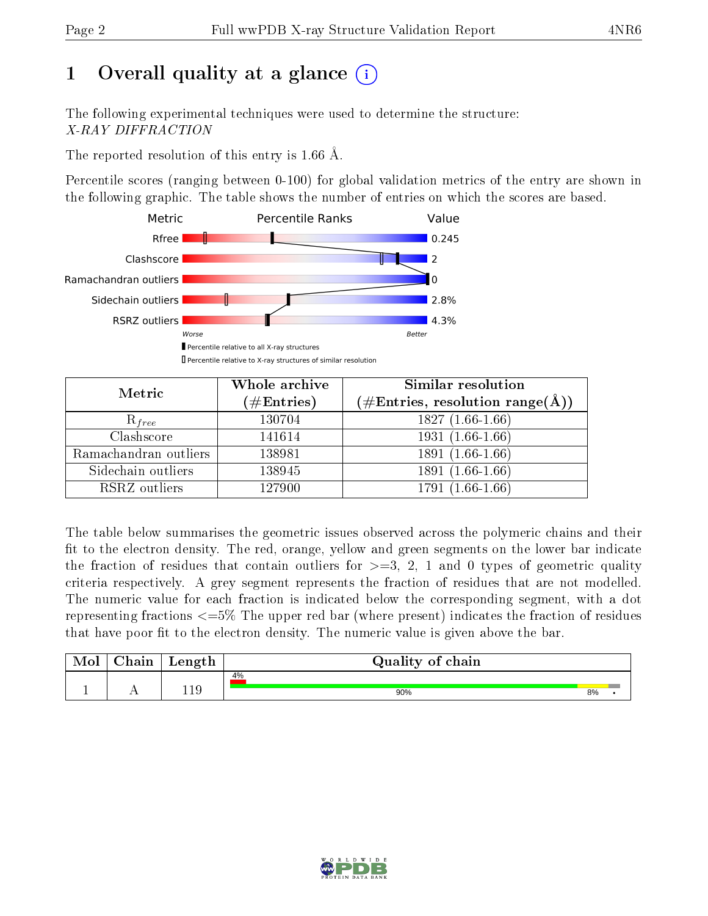# 1 Overall quality at a glance (i)

The following experimental techniques were used to determine the structure:
*X-RAY DIFFRACTION*

The reported resolution of this entry is 1.66 Å.

Percentile scores (ranging between 0-100) for global validation metrics of the entry are shown in the following graphic. The table shows the number of entries on which the scores are based.

| Metric | Value |
|---|---|
| Rfree | 0.245 |
| Clashscore | 2 |
| Ramachandran outliers | 0 |
| Sidechain outliers | 2.8% |
| RSRZ outliers | 4.3% |

Worse — Better

■ Percentile relative to all X-ray structures
□ Percentile relative to X-ray structures of similar resolution

| Metric | Whole archive (#Entries) | Similar resolution (#Entries, resolution range(Å)) |
|---|---|---|
| $R_{free}$ | 130704 | 1827 (1.66-1.66) |
| Clashscore | 141614 | 1931 (1.66-1.66) |
| Ramachandran outliers | 138981 | 1891 (1.66-1.66) |
| Sidechain outliers | 138945 | 1891 (1.66-1.66) |
| RSRZ outliers | 127900 | 1791 (1.66-1.66) |

The table below summarises the geometric issues observed across the polymeric chains and their fit to the electron density. The red, orange, yellow and green segments on the lower bar indicate the fraction of residues that contain outliers for >=3, 2, 1 and 0 types of geometric quality criteria respectively. A grey segment represents the fraction of residues that are not modelled. The numeric value for each fraction is indicated below the corresponding segment, with a dot representing fractions <=5% The upper red bar (where present) indicates the fraction of residues that have poor fit to the electron density. The numeric value is given above the bar.

| Mol | Chain | Length | Quality of chain |
|---|---|---|---|
| 1 | A | 119 | 4% (poor fit); 90% (green), 8% (yellow), • (grey) |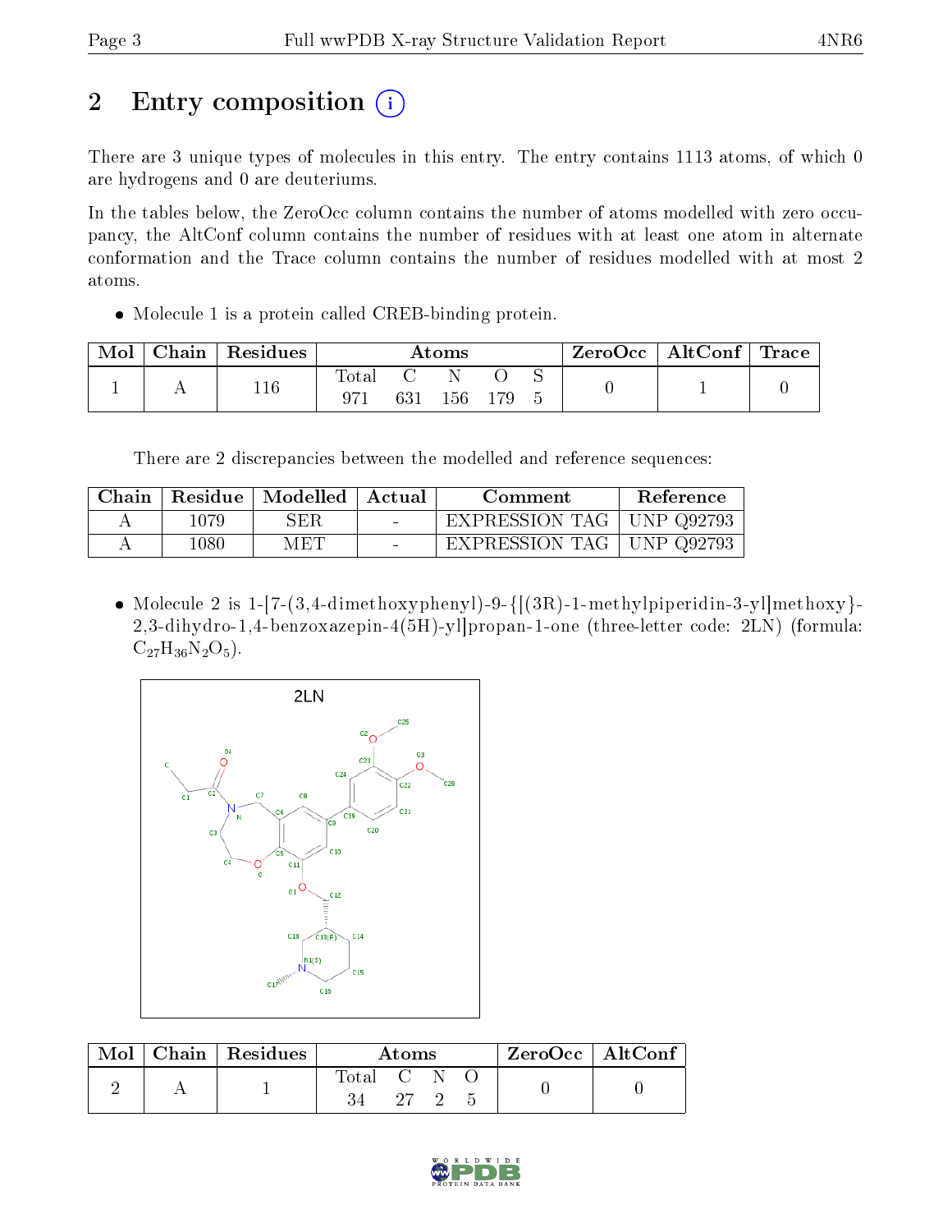# 2 Entry composition

There are 3 unique types of molecules in this entry. The entry contains 1113 atoms, of which 0 are hydrogens and 0 are deuteriums.

In the tables below, the ZeroOcc column contains the number of atoms modelled with zero occupancy, the AltConf column contains the number of residues with at least one atom in alternate conformation and the Trace column contains the number of residues modelled with at most 2 atoms.

- Molecule 1 is a protein called CREB-binding protein.

| Mol | Chain | Residues | Atoms | | | | | ZeroOcc | AltConf | Trace |
|---|---|---|---|---|---|---|---|---|---|---|
| | | | Total | C | N | O | S | | | |
| 1 | A | 116 | 971 | 631 | 156 | 179 | 5 | 0 | 1 | 0 |

There are 2 discrepancies between the modelled and reference sequences:

| Chain | Residue | Modelled | Actual | Comment | Reference |
|---|---|---|---|---|---|
| A | 1079 | SER | - | EXPRESSION TAG | UNP Q92793 |
| A | 1080 | MET | - | EXPRESSION TAG | UNP Q92793 |

- Molecule 2 is 1-[7-(3,4-dimethoxyphenyl)-9-{[(3R)-1-methylpiperidin-3-yl]methoxy}-2,3-dihydro-1,4-benzoxazepin-4(5H)-yl]propan-1-one (three-letter code: 2LN) (formula: $C_{27}H_{36}N_2O_5$).

| Mol | Chain | Residues | Atoms | | | | ZeroOcc | AltConf |
|---|---|---|---|---|---|---|---|---|
| | | | Total | C | N | O | | |
| 2 | A | 1 | 34 | 27 | 2 | 5 | 0 | 0 |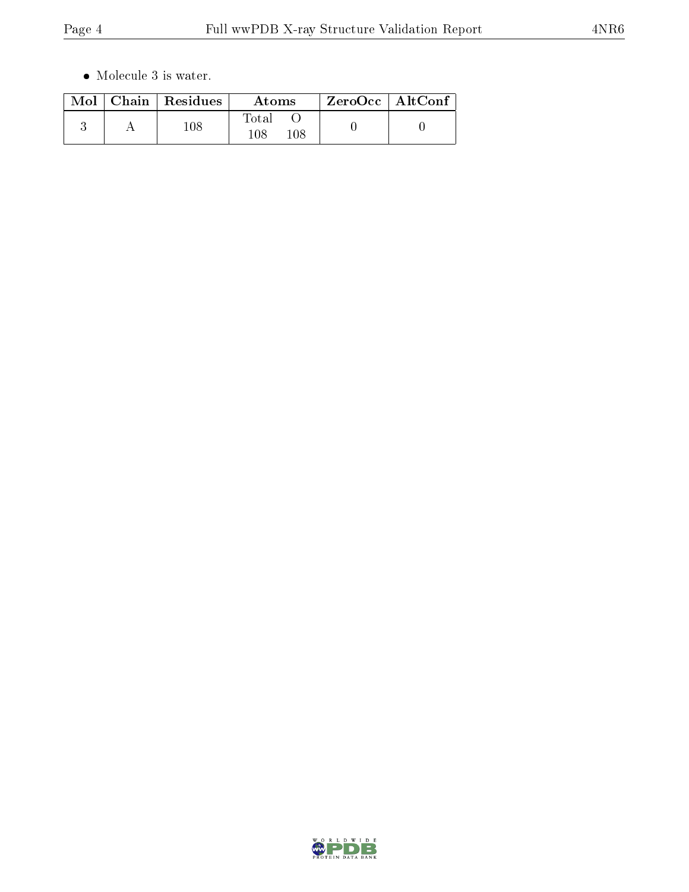- Molecule 3 is water.

| Mol | Chain | Residues | Atoms | | ZeroOcc | AltConf |
|---|---|---|---|---|---|---|
| | | | Total | O | | |
| 3 | A | 108 | 108 | 108 | 0 | 0 |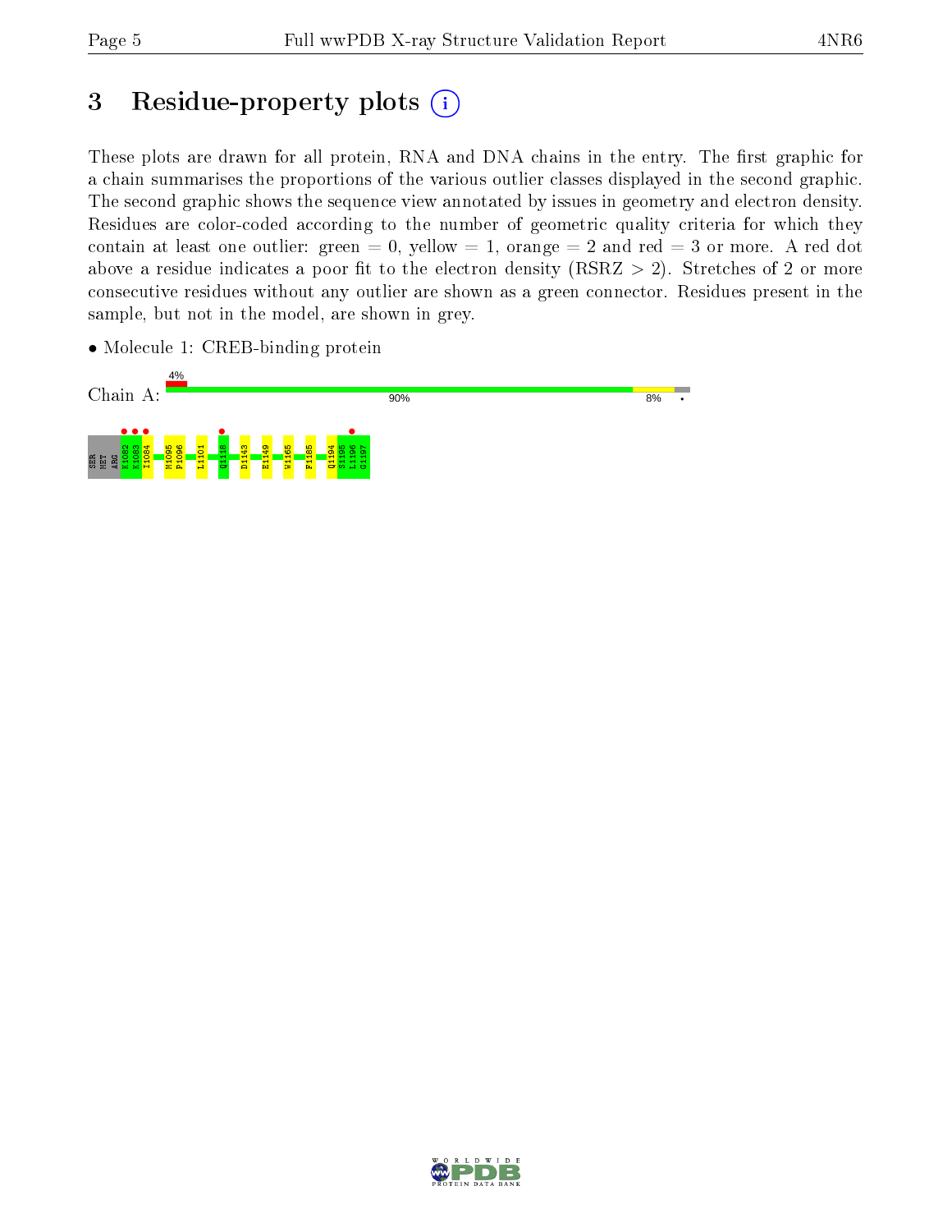# 3 Residue-property plots

These plots are drawn for all protein, RNA and DNA chains in the entry. The first graphic for a chain summarises the proportions of the various outlier classes displayed in the second graphic. The second graphic shows the sequence view annotated by issues in geometry and electron density. Residues are color-coded according to the number of geometric quality criteria for which they contain at least one outlier: green = 0, yellow = 1, orange = 2 and red = 3 or more. A red dot above a residue indicates a poor fit to the electron density (RSRZ > 2). Stretches of 2 or more consecutive residues without any outlier are shown as a green connector. Residues present in the sample, but not in the model, are shown in grey.

- Molecule 1: CREB-binding protein

Chain A: 4% | 90% | 8% | •

SER MET ARG K1082 K1083 I1084 M1095 P1096 L1101 Q1118 D1143 E1149 W1165 F1185 Q1194 S1195 L1196 G1197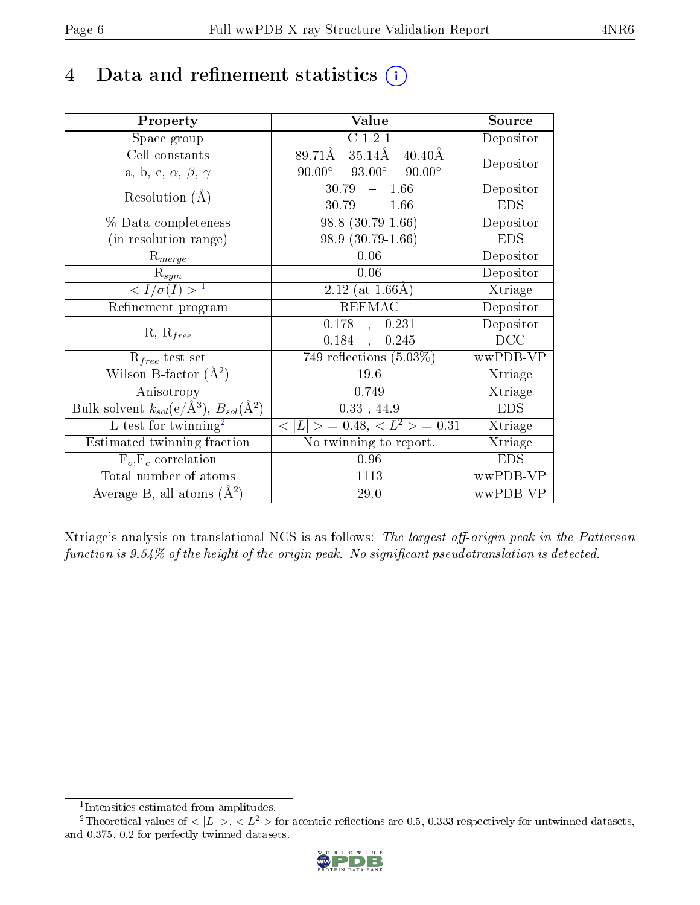# 4 Data and refinement statistics (i)

| Property | Value | Source |
|---|---|---|
| Space group | C 1 2 1 | Depositor |
| Cell constants<br>a, b, c, $\alpha$, $\beta$, $\gamma$ | 89.71Å 35.14Å 40.40Å<br>90.00° 93.00° 90.00° | Depositor |
| Resolution (Å) | 30.79 – 1.66<br>30.79 – 1.66 | Depositor<br>EDS |
| % Data completeness<br>(in resolution range) | 98.8 (30.79-1.66)<br>98.9 (30.79-1.66) | Depositor<br>EDS |
| $R_{merge}$ | 0.06 | Depositor |
| $R_{sym}$ | 0.06 | Depositor |
| $< I/\sigma(I) >$ [1] | 2.12 (at 1.66Å) | Xtriage |
| Refinement program | REFMAC | Depositor |
| R, $R_{free}$ | 0.178 , 0.231<br>0.184 , 0.245 | Depositor<br>DCC |
| $R_{free}$ test set | 749 reflections (5.03%) | wwPDB-VP |
| Wilson B-factor (Å$^2$) | 19.6 | Xtriage |
| Anisotropy | 0.749 | Xtriage |
| Bulk solvent $k_{sol}$(e/Å$^3$), $B_{sol}$(Å$^2$) | 0.33 , 44.9 | EDS |
| L-test for twinning[2] | $< \|L\| > = 0.48$, $< L^2 > = 0.31$ | Xtriage |
| Estimated twinning fraction | No twinning to report. | Xtriage |
| $F_o$,$F_c$ correlation | 0.96 | EDS |
| Total number of atoms | 1113 | wwPDB-VP |
| Average B, all atoms (Å$^2$) | 29.0 | wwPDB-VP |

Xtriage's analysis on translational NCS is as follows: *The largest off-origin peak in the Patterson function is 9.54% of the height of the origin peak. No significant pseudotranslation is detected.*

---

[1] Intensities estimated from amplitudes.

[2] Theoretical values of $< |L| >$, $< L^2 >$ for acentric reflections are 0.5, 0.333 respectively for untwinned datasets, and 0.375, 0.2 for perfectly twinned datasets.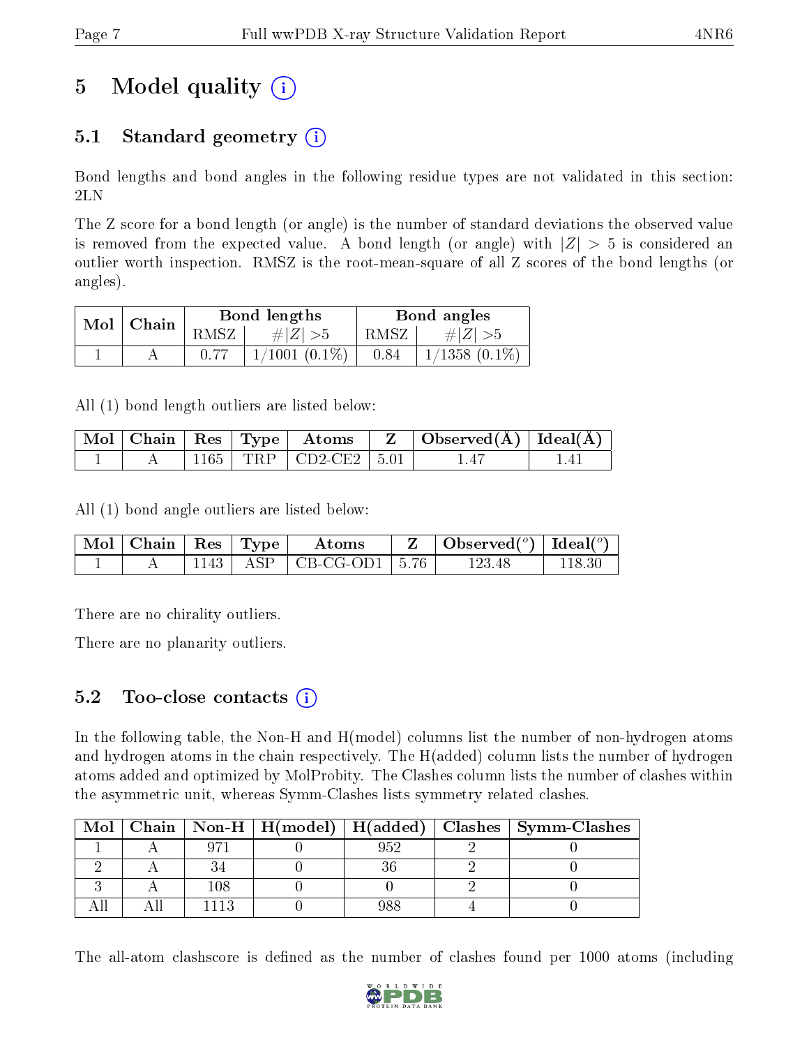# 5 Model quality

## 5.1 Standard geometry

Bond lengths and bond angles in the following residue types are not validated in this section: 2LN

The Z score for a bond length (or angle) is the number of standard deviations the observed value is removed from the expected value. A bond length (or angle) with $|Z| > 5$ is considered an outlier worth inspection. RMSZ is the root-mean-square of all Z scores of the bond lengths (or angles).

| Mol | Chain | Bond lengths | | Bond angles | |
|---|---|---|---|---|---|
| | | RMSZ | #\|Z\| >5 | RMSZ | #\|Z\| >5 |
| 1 | A | 0.77 | 1/1001 (0.1%) | 0.84 | 1/1358 (0.1%) |

All (1) bond length outliers are listed below:

| Mol | Chain | Res | Type | Atoms | Z | Observed(Å) | Ideal(Å) |
|---|---|---|---|---|---|---|---|
| 1 | A | 1165 | TRP | CD2-CE2 | 5.01 | 1.47 | 1.41 |

All (1) bond angle outliers are listed below:

| Mol | Chain | Res | Type | Atoms | Z | Observed(°) | Ideal(°) |
|---|---|---|---|---|---|---|---|
| 1 | A | 1143 | ASP | CB-CG-OD1 | 5.76 | 123.48 | 118.30 |

There are no chirality outliers.

There are no planarity outliers.

## 5.2 Too-close contacts

In the following table, the Non-H and H(model) columns list the number of non-hydrogen atoms and hydrogen atoms in the chain respectively. The H(added) column lists the number of hydrogen atoms added and optimized by MolProbity. The Clashes column lists the number of clashes within the asymmetric unit, whereas Symm-Clashes lists symmetry related clashes.

| Mol | Chain | Non-H | H(model) | H(added) | Clashes | Symm-Clashes |
|---|---|---|---|---|---|---|
| 1 | A | 971 | 0 | 952 | 2 | 0 |
| 2 | A | 34 | 0 | 36 | 2 | 0 |
| 3 | A | 108 | 0 | 0 | 2 | 0 |
| All | All | 1113 | 0 | 988 | 4 | 0 |

The all-atom clashscore is defined as the number of clashes found per 1000 atoms (including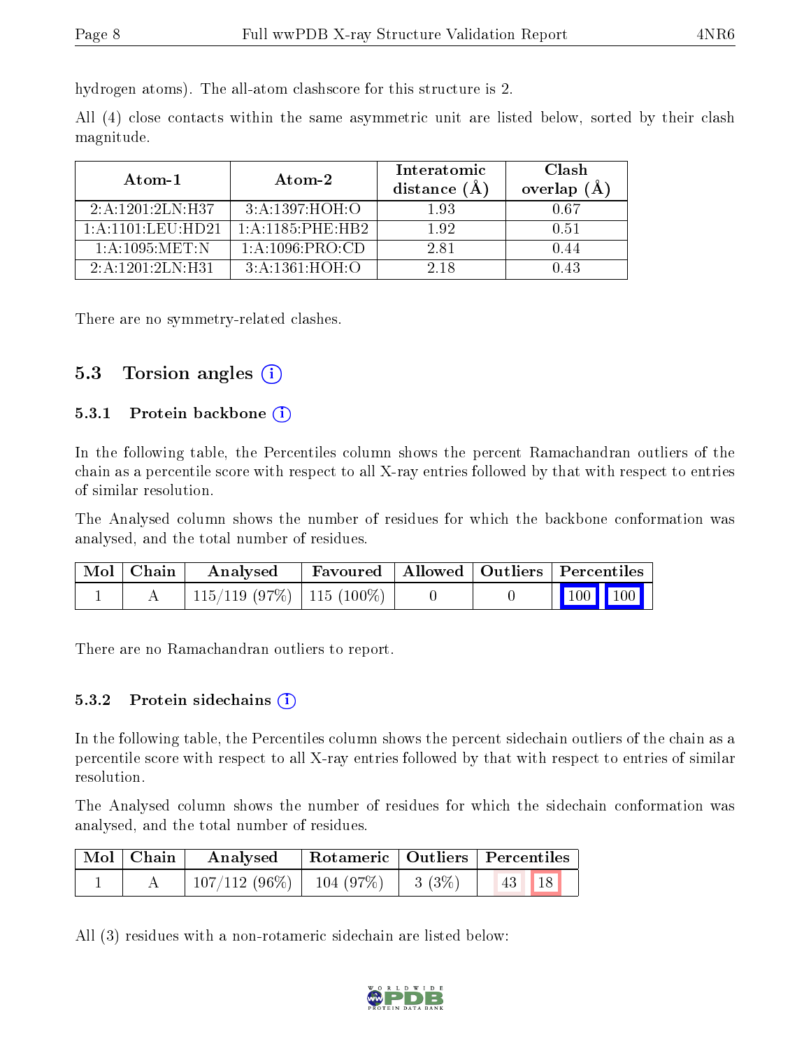hydrogen atoms). The all-atom clashscore for this structure is 2.

All (4) close contacts within the same asymmetric unit are listed below, sorted by their clash magnitude.

| Atom-1 | Atom-2 | Interatomic distance (Å) | Clash overlap (Å) |
|---|---|---|---|
| 2:A:1201:2LN:H37 | 3:A:1397:HOH:O | 1.93 | 0.67 |
| 1:A:1101:LEU:HD21 | 1:A:1185:PHE:HB2 | 1.92 | 0.51 |
| 1:A:1095:MET:N | 1:A:1096:PRO:CD | 2.81 | 0.44 |
| 2:A:1201:2LN:H31 | 3:A:1361:HOH:O | 2.18 | 0.43 |

There are no symmetry-related clashes.

## 5.3 Torsion angles

### 5.3.1 Protein backbone

In the following table, the Percentiles column shows the percent Ramachandran outliers of the chain as a percentile score with respect to all X-ray entries followed by that with respect to entries of similar resolution.

The Analysed column shows the number of residues for which the backbone conformation was analysed, and the total number of residues.

| Mol | Chain | Analysed | Favoured | Allowed | Outliers | Percentiles | |
|---|---|---|---|---|---|---|---|
| 1 | A | 115/119 (97%) | 115 (100%) | 0 | 0 | 100 | 100 |

There are no Ramachandran outliers to report.

### 5.3.2 Protein sidechains

In the following table, the Percentiles column shows the percent sidechain outliers of the chain as a percentile score with respect to all X-ray entries followed by that with respect to entries of similar resolution.

The Analysed column shows the number of residues for which the sidechain conformation was analysed, and the total number of residues.

| Mol | Chain | Analysed | Rotameric | Outliers | Percentiles | |
|---|---|---|---|---|---|---|
| 1 | A | 107/112 (96%) | 104 (97%) | 3 (3%) | 43 | 18 |

All (3) residues with a non-rotameric sidechain are listed below: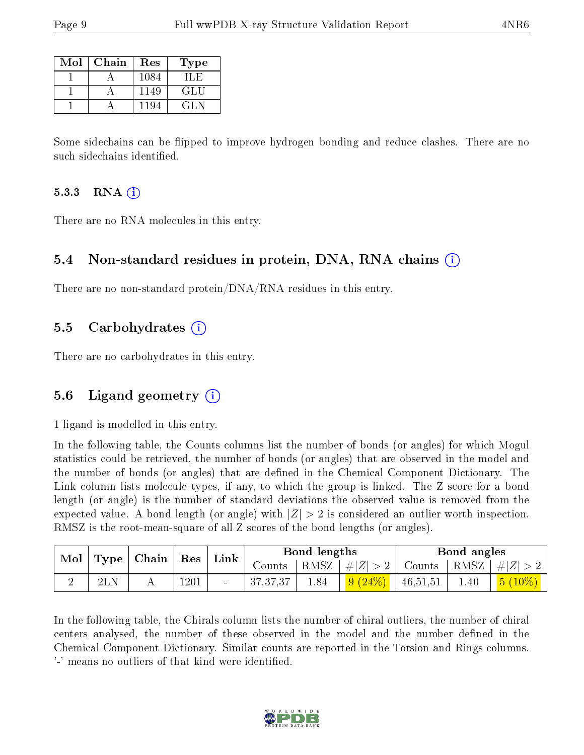| Mol | Chain | Res | Type |
| --- | --- | --- | --- |
| 1 | A | 1084 | ILE |
| 1 | A | 1149 | GLU |
| 1 | A | 1194 | GLN |

Some sidechains can be flipped to improve hydrogen bonding and reduce clashes. There are no such sidechains identified.

### 5.3.3 RNA

There are no RNA molecules in this entry.

## 5.4 Non-standard residues in protein, DNA, RNA chains

There are no non-standard protein/DNA/RNA residues in this entry.

## 5.5 Carbohydrates

There are no carbohydrates in this entry.

## 5.6 Ligand geometry

1 ligand is modelled in this entry.

In the following table, the Counts columns list the number of bonds (or angles) for which Mogul statistics could be retrieved, the number of bonds (or angles) that are observed in the model and the number of bonds (or angles) that are defined in the Chemical Component Dictionary. The Link column lists molecule types, if any, to which the group is linked. The Z score for a bond length (or angle) is the number of standard deviations the observed value is removed from the expected value. A bond length (or angle) with $|Z| > 2$ is considered an outlier worth inspection. RMSZ is the root-mean-square of all Z scores of the bond lengths (or angles).

| Mol | Type | Chain | Res | Link | Bond lengths | | | Bond angles | | |
| --- | --- | --- | --- | --- | --- | --- | --- | --- | --- | --- |
| | | | | | Counts | RMSZ | $\#\|Z\| > 2$ | Counts | RMSZ | $\#\|Z\| > 2$ |
| 2 | 2LN | A | 1201 | - | 37,37,37 | 1.84 | 9 (24%) | 46,51,51 | 1.40 | 5 (10%) |

In the following table, the Chirals column lists the number of chiral outliers, the number of chiral centers analysed, the number of these observed in the model and the number defined in the Chemical Component Dictionary. Similar counts are reported in the Torsion and Rings columns. '-' means no outliers of that kind were identified.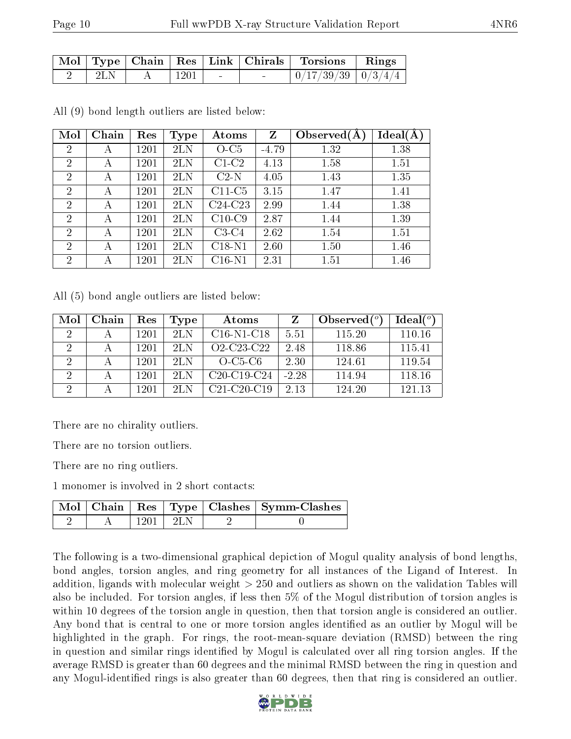| Mol | Type | Chain | Res | Link | Chirals | Torsions | Rings |
|---|---|---|---|---|---|---|---|
| 2 | 2LN | A | 1201 | - | - | 0/17/39/39 | 0/3/4/4 |

All (9) bond length outliers are listed below:

| Mol | Chain | Res | Type | Atoms | Z | Observed(Å) | Ideal(Å) |
|---|---|---|---|---|---|---|---|
| 2 | A | 1201 | 2LN | O-C5 | -4.79 | 1.32 | 1.38 |
| 2 | A | 1201 | 2LN | C1-C2 | 4.13 | 1.58 | 1.51 |
| 2 | A | 1201 | 2LN | C2-N | 4.05 | 1.43 | 1.35 |
| 2 | A | 1201 | 2LN | C11-C5 | 3.15 | 1.47 | 1.41 |
| 2 | A | 1201 | 2LN | C24-C23 | 2.99 | 1.44 | 1.38 |
| 2 | A | 1201 | 2LN | C10-C9 | 2.87 | 1.44 | 1.39 |
| 2 | A | 1201 | 2LN | C3-C4 | 2.62 | 1.54 | 1.51 |
| 2 | A | 1201 | 2LN | C18-N1 | 2.60 | 1.50 | 1.46 |
| 2 | A | 1201 | 2LN | C16-N1 | 2.31 | 1.51 | 1.46 |

All (5) bond angle outliers are listed below:

| Mol | Chain | Res | Type | Atoms | Z | Observed(°) | Ideal(°) |
|---|---|---|---|---|---|---|---|
| 2 | A | 1201 | 2LN | C16-N1-C18 | 5.51 | 115.20 | 110.16 |
| 2 | A | 1201 | 2LN | O2-C23-C22 | 2.48 | 118.86 | 115.41 |
| 2 | A | 1201 | 2LN | O-C5-C6 | 2.30 | 124.61 | 119.54 |
| 2 | A | 1201 | 2LN | C20-C19-C24 | -2.28 | 114.94 | 118.16 |
| 2 | A | 1201 | 2LN | C21-C20-C19 | 2.13 | 124.20 | 121.13 |

There are no chirality outliers.

There are no torsion outliers.

There are no ring outliers.

1 monomer is involved in 2 short contacts:

| Mol | Chain | Res | Type | Clashes | Symm-Clashes |
|---|---|---|---|---|---|
| 2 | A | 1201 | 2LN | 2 | 0 |

The following is a two-dimensional graphical depiction of Mogul quality analysis of bond lengths, bond angles, torsion angles, and ring geometry for all instances of the Ligand of Interest. In addition, ligands with molecular weight > 250 and outliers as shown on the validation Tables will also be included. For torsion angles, if less then 5% of the Mogul distribution of torsion angles is within 10 degrees of the torsion angle in question, then that torsion angle is considered an outlier. Any bond that is central to one or more torsion angles identified as an outlier by Mogul will be highlighted in the graph. For rings, the root-mean-square deviation (RMSD) between the ring in question and similar rings identified by Mogul is calculated over all ring torsion angles. If the average RMSD is greater than 60 degrees and the minimal RMSD between the ring in question and any Mogul-identified rings is also greater than 60 degrees, then that ring is considered an outlier.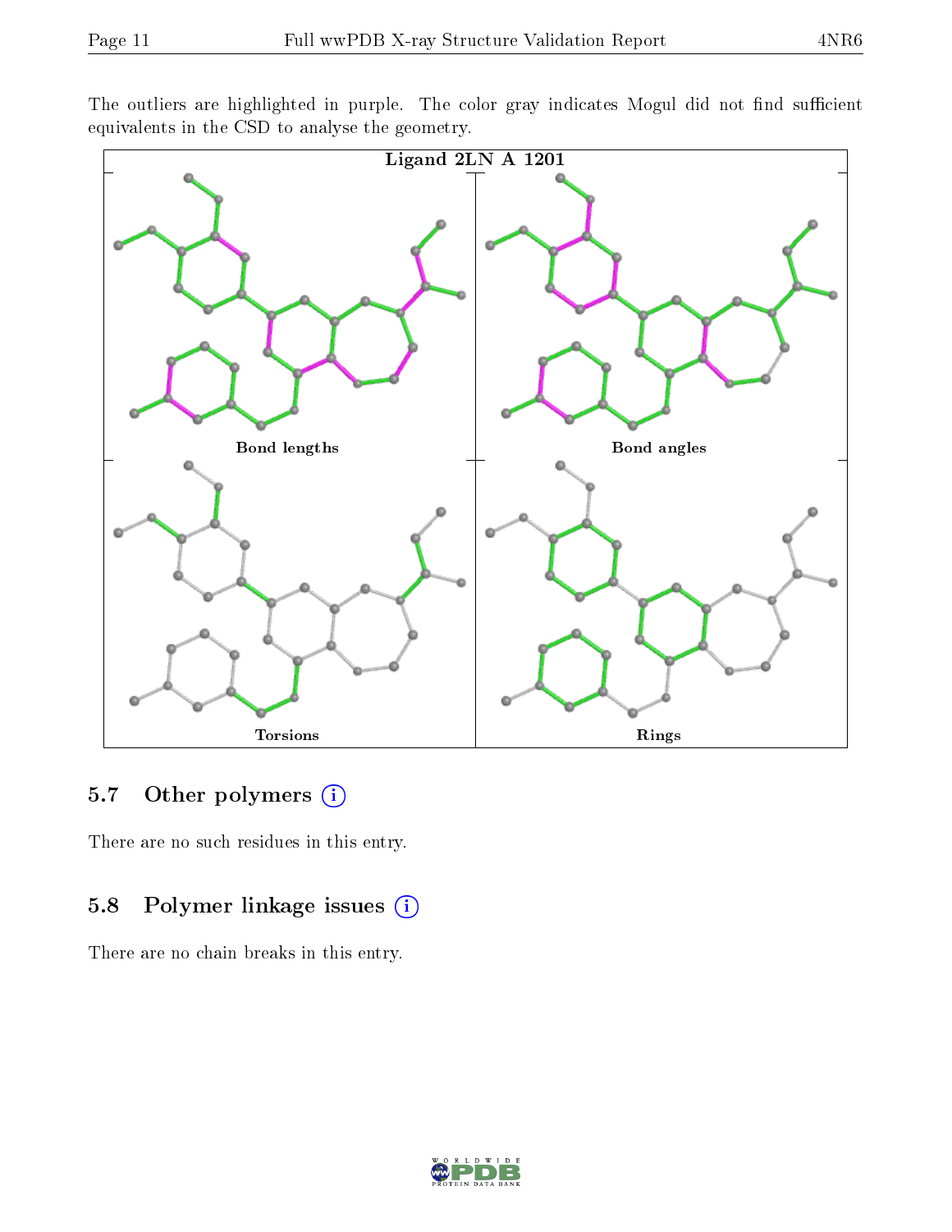The outliers are highlighted in purple. The color gray indicates Mogul did not find sufficient equivalents in the CSD to analyse the geometry.

Ligand 2LN A 1201

Bond lengths

Bond angles

Torsions

Rings

### 5.7 Other polymers

There are no such residues in this entry.

### 5.8 Polymer linkage issues

There are no chain breaks in this entry.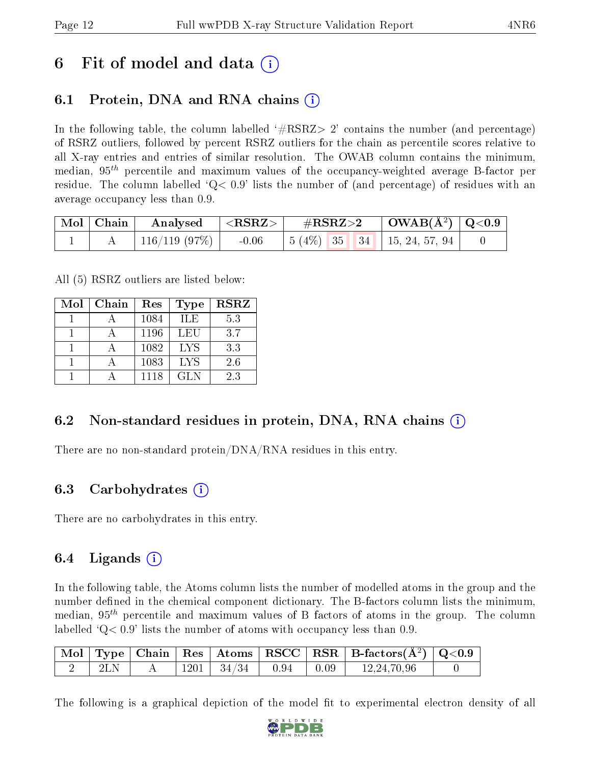# 6 Fit of model and data (i)

## 6.1 Protein, DNA and RNA chains (i)

In the following table, the column labelled '#RSRZ> 2' contains the number (and percentage) of RSRZ outliers, followed by percent RSRZ outliers for the chain as percentile scores relative to all X-ray entries and entries of similar resolution. The OWAB column contains the minimum, median, $95^{th}$ percentile and maximum values of the occupancy-weighted average B-factor per residue. The column labelled 'Q< 0.9' lists the number of (and percentage) of residues with an average occupancy less than 0.9.

| Mol | Chain | Analysed | <RSRZ> | #RSRZ>2 | | | OWAB(Å²) | Q<0.9 |
|---|---|---|---|---|---|---|---|---|
| 1 | A | 116/119 (97%) | -0.06 | 5 (4%) | 35 | 34 | 15, 24, 57, 94 | 0 |

All (5) RSRZ outliers are listed below:

| Mol | Chain | Res | Type | RSRZ |
|---|---|---|---|---|
| 1 | A | 1084 | ILE | 5.3 |
| 1 | A | 1196 | LEU | 3.7 |
| 1 | A | 1082 | LYS | 3.3 |
| 1 | A | 1083 | LYS | 2.6 |
| 1 | A | 1118 | GLN | 2.3 |

## 6.2 Non-standard residues in protein, DNA, RNA chains (i)

There are no non-standard protein/DNA/RNA residues in this entry.

## 6.3 Carbohydrates (i)

There are no carbohydrates in this entry.

## 6.4 Ligands (i)

In the following table, the Atoms column lists the number of modelled atoms in the group and the number defined in the chemical component dictionary. The B-factors column lists the minimum, median, $95^{th}$ percentile and maximum values of B factors of atoms in the group. The column labelled 'Q< 0.9' lists the number of atoms with occupancy less than 0.9.

| Mol | Type | Chain | Res | Atoms | RSCC | RSR | B-factors(Å²) | Q<0.9 |
|---|---|---|---|---|---|---|---|---|
| 2 | 2LN | A | 1201 | 34/34 | 0.94 | 0.09 | 12,24,70,96 | 0 |

The following is a graphical depiction of the model fit to experimental electron density of all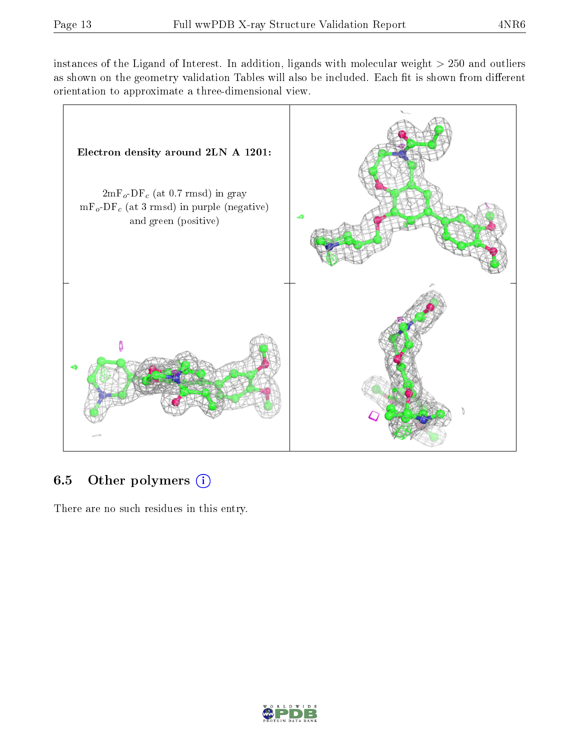instances of the Ligand of Interest. In addition, ligands with molecular weight > 250 and outliers as shown on the geometry validation Tables will also be included. Each fit is shown from different orientation to approximate a three-dimensional view.

**Electron density around 2LN A 1201:**

$2mF_o$-$DF_c$ (at 0.7 rmsd) in gray
$mF_o$-$DF_c$ (at 3 rmsd) in purple (negative) and green (positive)

## 6.5 Other polymers

There are no such residues in this entry.